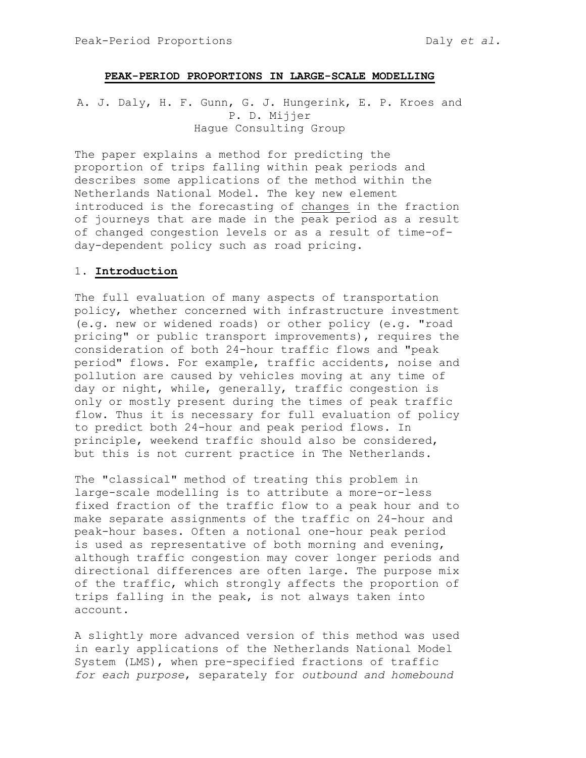# PEAK-PERIOD PROPORTIONS IN LARGE-SCALE MODELLING

A. J. Daly, H. F. Gunn, G. J. Hungerink, E. P. Kroes and P. D. Mijjer
Hague Consulting Group

The paper explains a method for predicting the proportion of trips falling within peak periods and describes some applications of the method within the Netherlands National Model. The key new element introduced is the forecasting of changes in the fraction of journeys that are made in the peak period as a result of changed congestion levels or as a result of time-of-day-dependent policy such as road pricing.

## 1. Introduction

The full evaluation of many aspects of transportation policy, whether concerned with infrastructure investment (e.g. new or widened roads) or other policy (e.g. "road pricing" or public transport improvements), requires the consideration of both 24-hour traffic flows and "peak period" flows. For example, traffic accidents, noise and pollution are caused by vehicles moving at any time of day or night, while, generally, traffic congestion is only or mostly present during the times of peak traffic flow. Thus it is necessary for full evaluation of policy to predict both 24-hour and peak period flows. In principle, weekend traffic should also be considered, but this is not current practice in The Netherlands.

The "classical" method of treating this problem in large-scale modelling is to attribute a more-or-less fixed fraction of the traffic flow to a peak hour and to make separate assignments of the traffic on 24-hour and peak-hour bases. Often a notional one-hour peak period is used as representative of both morning and evening, although traffic congestion may cover longer periods and directional differences are often large. The purpose mix of the traffic, which strongly affects the proportion of trips falling in the peak, is not always taken into account.

A slightly more advanced version of this method was used in early applications of the Netherlands National Model System (LMS), when pre-specified fractions of traffic *for each purpose*, separately for *outbound and homebound*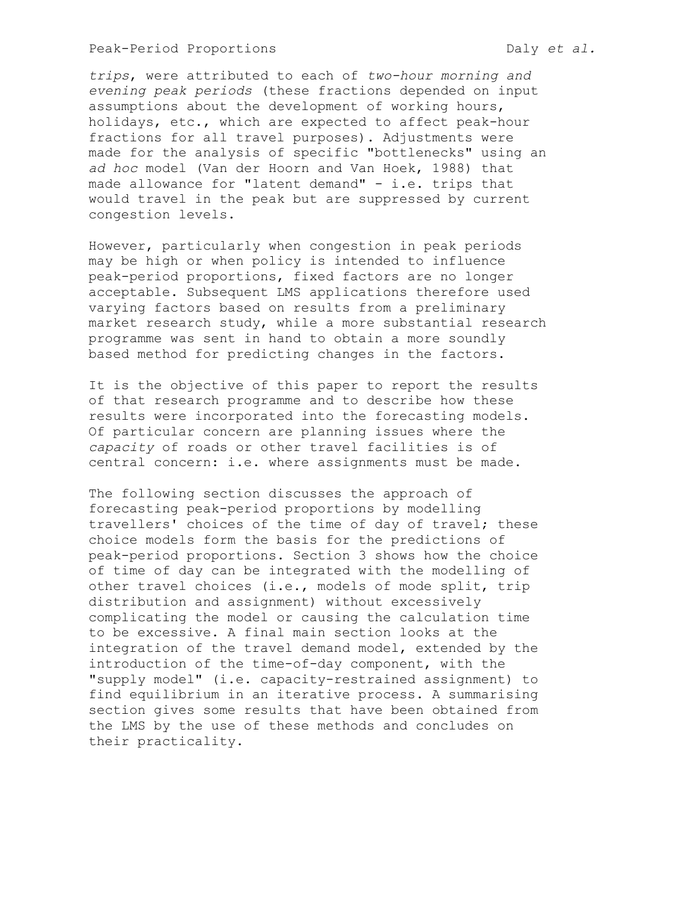*trips*, were attributed to each of *two-hour morning and evening peak periods* (these fractions depended on input assumptions about the development of working hours, holidays, etc., which are expected to affect peak-hour fractions for all travel purposes). Adjustments were made for the analysis of specific "bottlenecks" using an *ad hoc* model (Van der Hoorn and Van Hoek, 1988) that made allowance for "latent demand" - i.e. trips that would travel in the peak but are suppressed by current congestion levels.

However, particularly when congestion in peak periods may be high or when policy is intended to influence peak-period proportions, fixed factors are no longer acceptable. Subsequent LMS applications therefore used varying factors based on results from a preliminary market research study, while a more substantial research programme was sent in hand to obtain a more soundly based method for predicting changes in the factors.

It is the objective of this paper to report the results of that research programme and to describe how these results were incorporated into the forecasting models. Of particular concern are planning issues where the *capacity* of roads or other travel facilities is of central concern: i.e. where assignments must be made.

The following section discusses the approach of forecasting peak-period proportions by modelling travellers' choices of the time of day of travel; these choice models form the basis for the predictions of peak-period proportions. Section 3 shows how the choice of time of day can be integrated with the modelling of other travel choices (i.e., models of mode split, trip distribution and assignment) without excessively complicating the model or causing the calculation time to be excessive. A final main section looks at the integration of the travel demand model, extended by the introduction of the time-of-day component, with the "supply model" (i.e. capacity-restrained assignment) to find equilibrium in an iterative process. A summarising section gives some results that have been obtained from the LMS by the use of these methods and concludes on their practicality.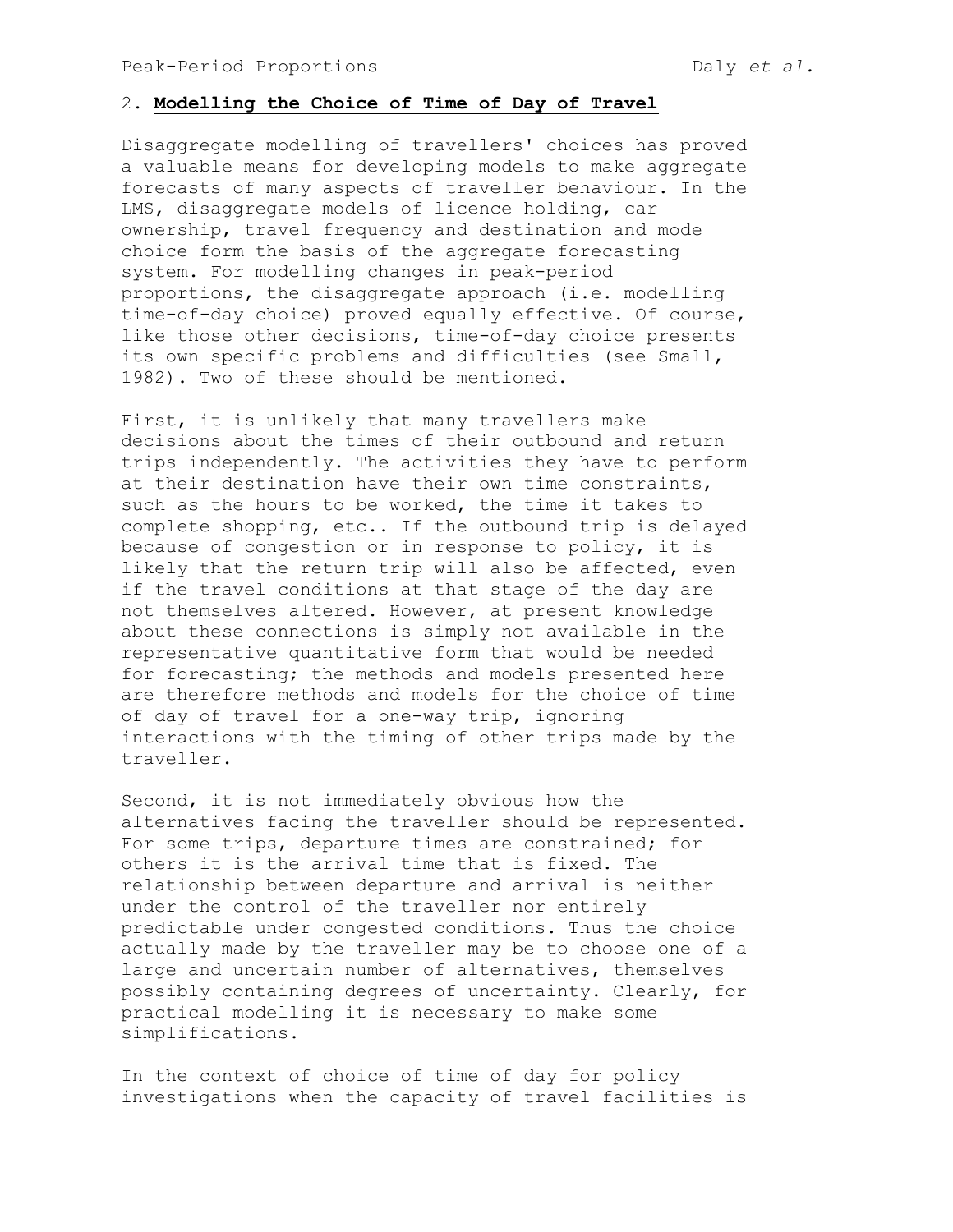## 2. **Modelling the Choice of Time of Day of Travel**

Disaggregate modelling of travellers' choices has proved a valuable means for developing models to make aggregate forecasts of many aspects of traveller behaviour. In the LMS, disaggregate models of licence holding, car ownership, travel frequency and destination and mode choice form the basis of the aggregate forecasting system. For modelling changes in peak-period proportions, the disaggregate approach (i.e. modelling time-of-day choice) proved equally effective. Of course, like those other decisions, time-of-day choice presents its own specific problems and difficulties (see Small, 1982). Two of these should be mentioned.

First, it is unlikely that many travellers make decisions about the times of their outbound and return trips independently. The activities they have to perform at their destination have their own time constraints, such as the hours to be worked, the time it takes to complete shopping, etc.. If the outbound trip is delayed because of congestion or in response to policy, it is likely that the return trip will also be affected, even if the travel conditions at that stage of the day are not themselves altered. However, at present knowledge about these connections is simply not available in the representative quantitative form that would be needed for forecasting; the methods and models presented here are therefore methods and models for the choice of time of day of travel for a one-way trip, ignoring interactions with the timing of other trips made by the traveller.

Second, it is not immediately obvious how the alternatives facing the traveller should be represented. For some trips, departure times are constrained; for others it is the arrival time that is fixed. The relationship between departure and arrival is neither under the control of the traveller nor entirely predictable under congested conditions. Thus the choice actually made by the traveller may be to choose one of a large and uncertain number of alternatives, themselves possibly containing degrees of uncertainty. Clearly, for practical modelling it is necessary to make some simplifications.

In the context of choice of time of day for policy investigations when the capacity of travel facilities is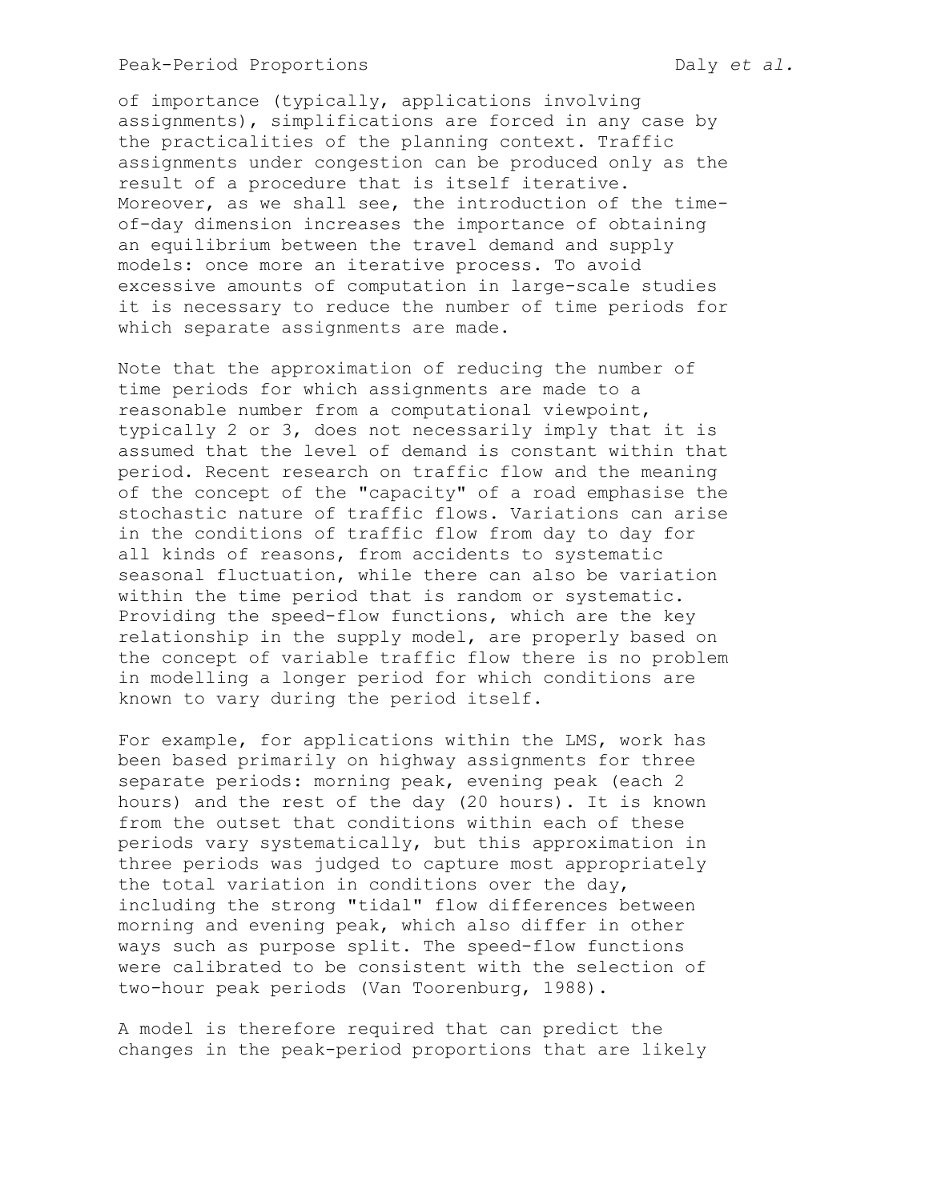of importance (typically, applications involving assignments), simplifications are forced in any case by the practicalities of the planning context. Traffic assignments under congestion can be produced only as the result of a procedure that is itself iterative. Moreover, as we shall see, the introduction of the time-of-day dimension increases the importance of obtaining an equilibrium between the travel demand and supply models: once more an iterative process. To avoid excessive amounts of computation in large-scale studies it is necessary to reduce the number of time periods for which separate assignments are made.

Note that the approximation of reducing the number of time periods for which assignments are made to a reasonable number from a computational viewpoint, typically 2 or 3, does not necessarily imply that it is assumed that the level of demand is constant within that period. Recent research on traffic flow and the meaning of the concept of the "capacity" of a road emphasise the stochastic nature of traffic flows. Variations can arise in the conditions of traffic flow from day to day for all kinds of reasons, from accidents to systematic seasonal fluctuation, while there can also be variation within the time period that is random or systematic. Providing the speed-flow functions, which are the key relationship in the supply model, are properly based on the concept of variable traffic flow there is no problem in modelling a longer period for which conditions are known to vary during the period itself.

For example, for applications within the LMS, work has been based primarily on highway assignments for three separate periods: morning peak, evening peak (each 2 hours) and the rest of the day (20 hours). It is known from the outset that conditions within each of these periods vary systematically, but this approximation in three periods was judged to capture most appropriately the total variation in conditions over the day, including the strong "tidal" flow differences between morning and evening peak, which also differ in other ways such as purpose split. The speed-flow functions were calibrated to be consistent with the selection of two-hour peak periods (Van Toorenburg, 1988).

A model is therefore required that can predict the changes in the peak-period proportions that are likely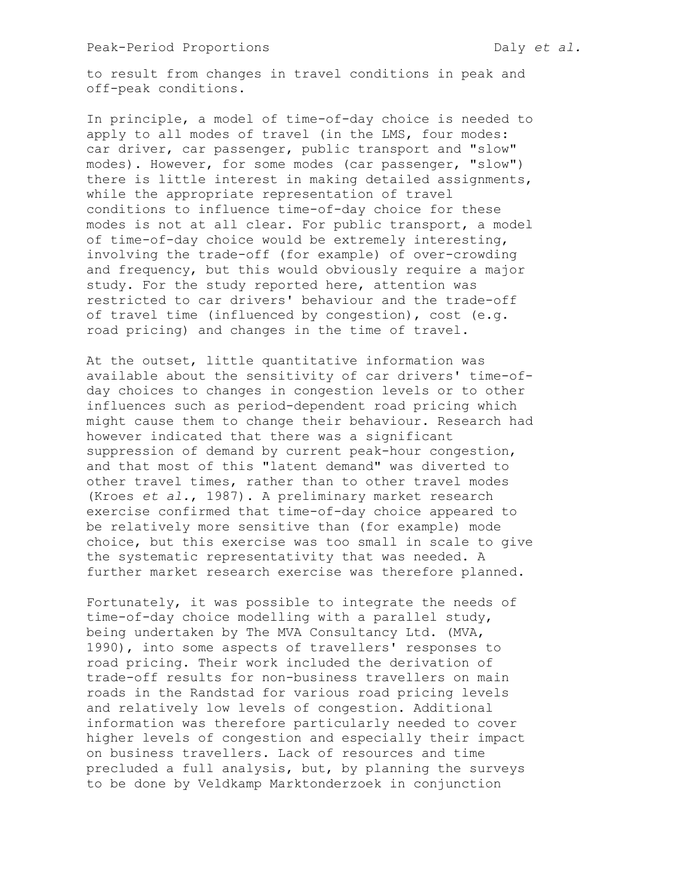to result from changes in travel conditions in peak and off-peak conditions.

In principle, a model of time-of-day choice is needed to apply to all modes of travel (in the LMS, four modes: car driver, car passenger, public transport and "slow" modes). However, for some modes (car passenger, "slow") there is little interest in making detailed assignments, while the appropriate representation of travel conditions to influence time-of-day choice for these modes is not at all clear. For public transport, a model of time-of-day choice would be extremely interesting, involving the trade-off (for example) of over-crowding and frequency, but this would obviously require a major study. For the study reported here, attention was restricted to car drivers' behaviour and the trade-off of travel time (influenced by congestion), cost (e.g. road pricing) and changes in the time of travel.

At the outset, little quantitative information was available about the sensitivity of car drivers' time-of-day choices to changes in congestion levels or to other influences such as period-dependent road pricing which might cause them to change their behaviour. Research had however indicated that there was a significant suppression of demand by current peak-hour congestion, and that most of this "latent demand" was diverted to other travel times, rather than to other travel modes (Kroes *et al.*, 1987). A preliminary market research exercise confirmed that time-of-day choice appeared to be relatively more sensitive than (for example) mode choice, but this exercise was too small in scale to give the systematic representativity that was needed. A further market research exercise was therefore planned.

Fortunately, it was possible to integrate the needs of time-of-day choice modelling with a parallel study, being undertaken by The MVA Consultancy Ltd. (MVA, 1990), into some aspects of travellers' responses to road pricing. Their work included the derivation of trade-off results for non-business travellers on main roads in the Randstad for various road pricing levels and relatively low levels of congestion. Additional information was therefore particularly needed to cover higher levels of congestion and especially their impact on business travellers. Lack of resources and time precluded a full analysis, but, by planning the surveys to be done by Veldkamp Marktonderzoek in conjunction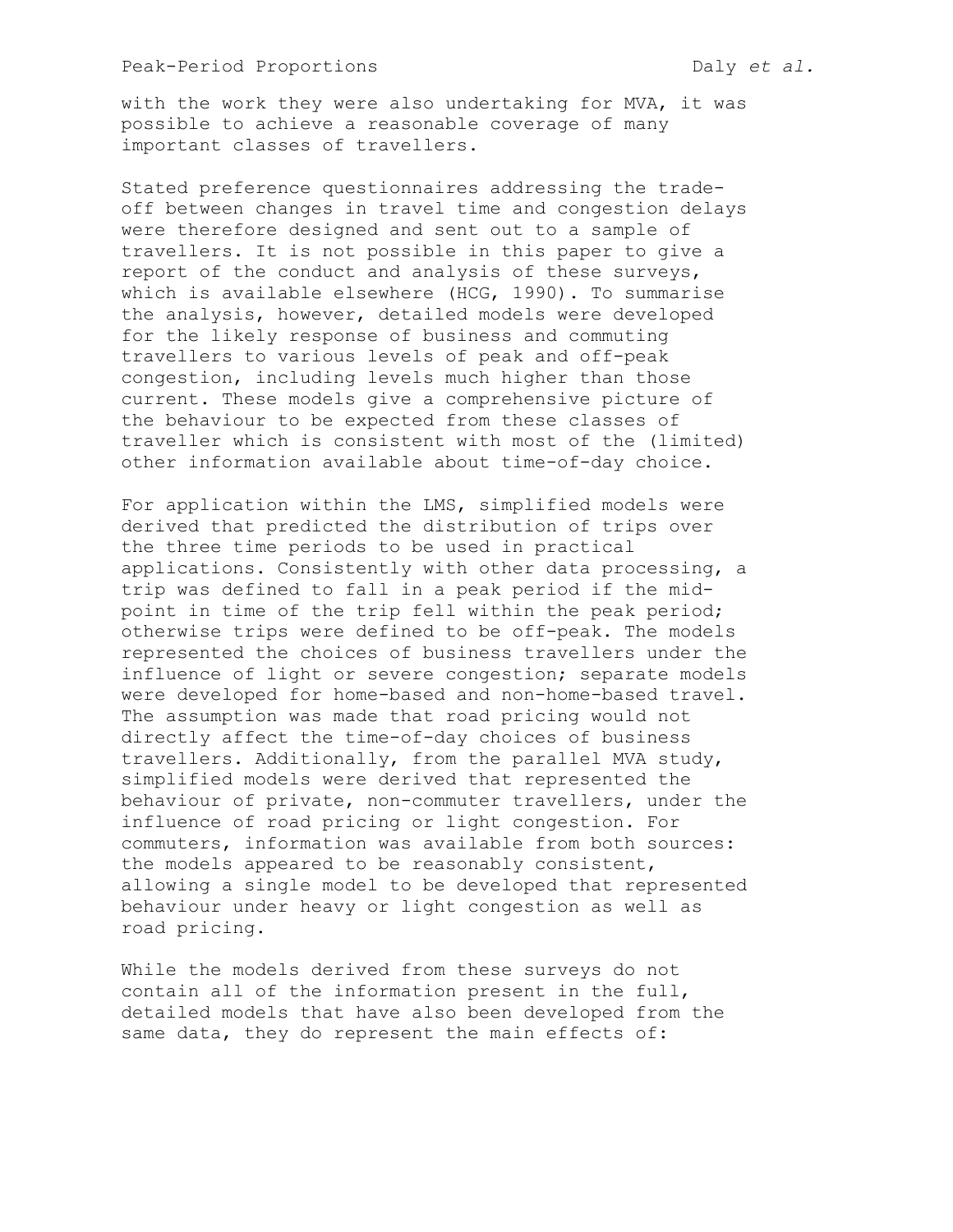with the work they were also undertaking for MVA, it was possible to achieve a reasonable coverage of many important classes of travellers.

Stated preference questionnaires addressing the trade-off between changes in travel time and congestion delays were therefore designed and sent out to a sample of travellers. It is not possible in this paper to give a report of the conduct and analysis of these surveys, which is available elsewhere (HCG, 1990). To summarise the analysis, however, detailed models were developed for the likely response of business and commuting travellers to various levels of peak and off-peak congestion, including levels much higher than those current. These models give a comprehensive picture of the behaviour to be expected from these classes of traveller which is consistent with most of the (limited) other information available about time-of-day choice.

For application within the LMS, simplified models were derived that predicted the distribution of trips over the three time periods to be used in practical applications. Consistently with other data processing, a trip was defined to fall in a peak period if the mid-point in time of the trip fell within the peak period; otherwise trips were defined to be off-peak. The models represented the choices of business travellers under the influence of light or severe congestion; separate models were developed for home-based and non-home-based travel. The assumption was made that road pricing would not directly affect the time-of-day choices of business travellers. Additionally, from the parallel MVA study, simplified models were derived that represented the behaviour of private, non-commuter travellers, under the influence of road pricing or light congestion. For commuters, information was available from both sources: the models appeared to be reasonably consistent, allowing a single model to be developed that represented behaviour under heavy or light congestion as well as road pricing.

While the models derived from these surveys do not contain all of the information present in the full, detailed models that have also been developed from the same data, they do represent the main effects of: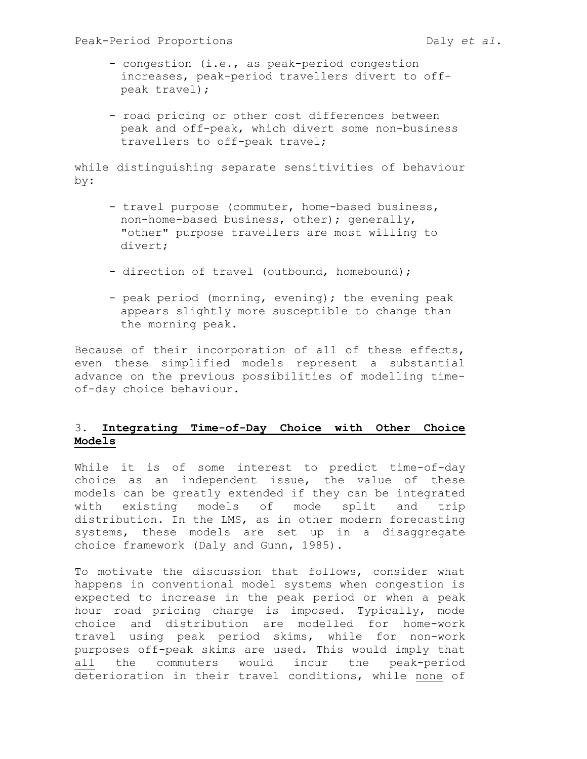- congestion (i.e., as peak-period congestion increases, peak-period travellers divert to off-peak travel);

- road pricing or other cost differences between peak and off-peak, which divert some non-business travellers to off-peak travel;

while distinguishing separate sensitivities of behaviour by:

- travel purpose (commuter, home-based business, non-home-based business, other); generally, "other" purpose travellers are most willing to divert;

- direction of travel (outbound, homebound);

- peak period (morning, evening); the evening peak appears slightly more susceptible to change than the morning peak.

Because of their incorporation of all of these effects, even these simplified models represent a substantial advance on the previous possibilities of modelling time-of-day choice behaviour.

## 3. **Integrating Time-of-Day Choice with Other Choice Models**

While it is of some interest to predict time-of-day choice as an independent issue, the value of these models can be greatly extended if they can be integrated with existing models of mode split and trip distribution. In the LMS, as in other modern forecasting systems, these models are set up in a disaggregate choice framework (Daly and Gunn, 1985).

To motivate the discussion that follows, consider what happens in conventional model systems when congestion is expected to increase in the peak period or when a peak hour road pricing charge is imposed. Typically, mode choice and distribution are modelled for home-work travel using peak period skims, while for non-work purposes off-peak skims are used. This would imply that <u>all</u> the commuters would incur the peak-period deterioration in their travel conditions, while <u>none</u> of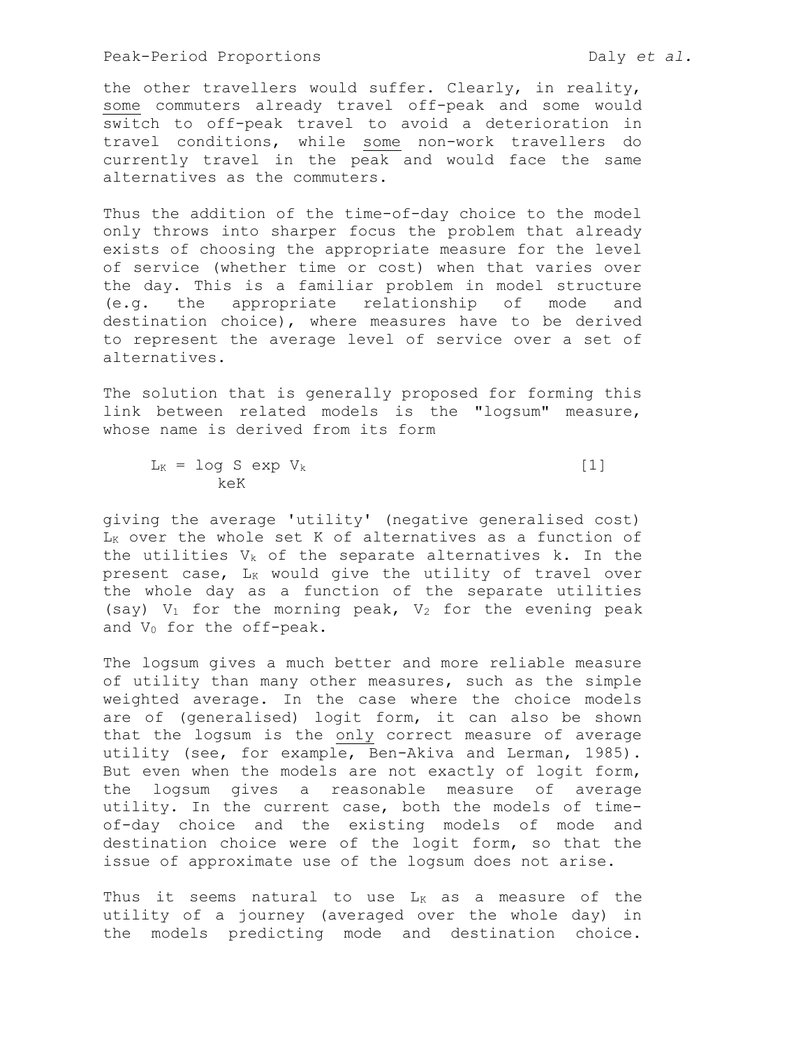the other travellers would suffer. Clearly, in reality, some commuters already travel off-peak and some would switch to off-peak travel to avoid a deterioration in travel conditions, while some non-work travellers do currently travel in the peak and would face the same alternatives as the commuters.

Thus the addition of the time-of-day choice to the model only throws into sharper focus the problem that already exists of choosing the appropriate measure for the level of service (whether time or cost) when that varies over the day. This is a familiar problem in model structure (e.g. the appropriate relationship of mode and destination choice), where measures have to be derived to represent the average level of service over a set of alternatives.

The solution that is generally proposed for forming this link between related models is the "logsum" measure, whose name is derived from its form

$$L_K = \log \sum_{k \in K} \exp V_k \qquad [1]$$

giving the average 'utility' (negative generalised cost) $L_K$ over the whole set K of alternatives as a function of the utilities $V_k$ of the separate alternatives k. In the present case, $L_K$ would give the utility of travel over the whole day as a function of the separate utilities (say) $V_1$ for the morning peak, $V_2$ for the evening peak and $V_0$ for the off-peak.

The logsum gives a much better and more reliable measure of utility than many other measures, such as the simple weighted average. In the case where the choice models are of (generalised) logit form, it can also be shown that the logsum is the only correct measure of average utility (see, for example, Ben-Akiva and Lerman, 1985). But even when the models are not exactly of logit form, the logsum gives a reasonable measure of average utility. In the current case, both the models of time-of-day choice and the existing models of mode and destination choice were of the logit form, so that the issue of approximate use of the logsum does not arise.

Thus it seems natural to use $L_K$ as a measure of the utility of a journey (averaged over the whole day) in the models predicting mode and destination choice.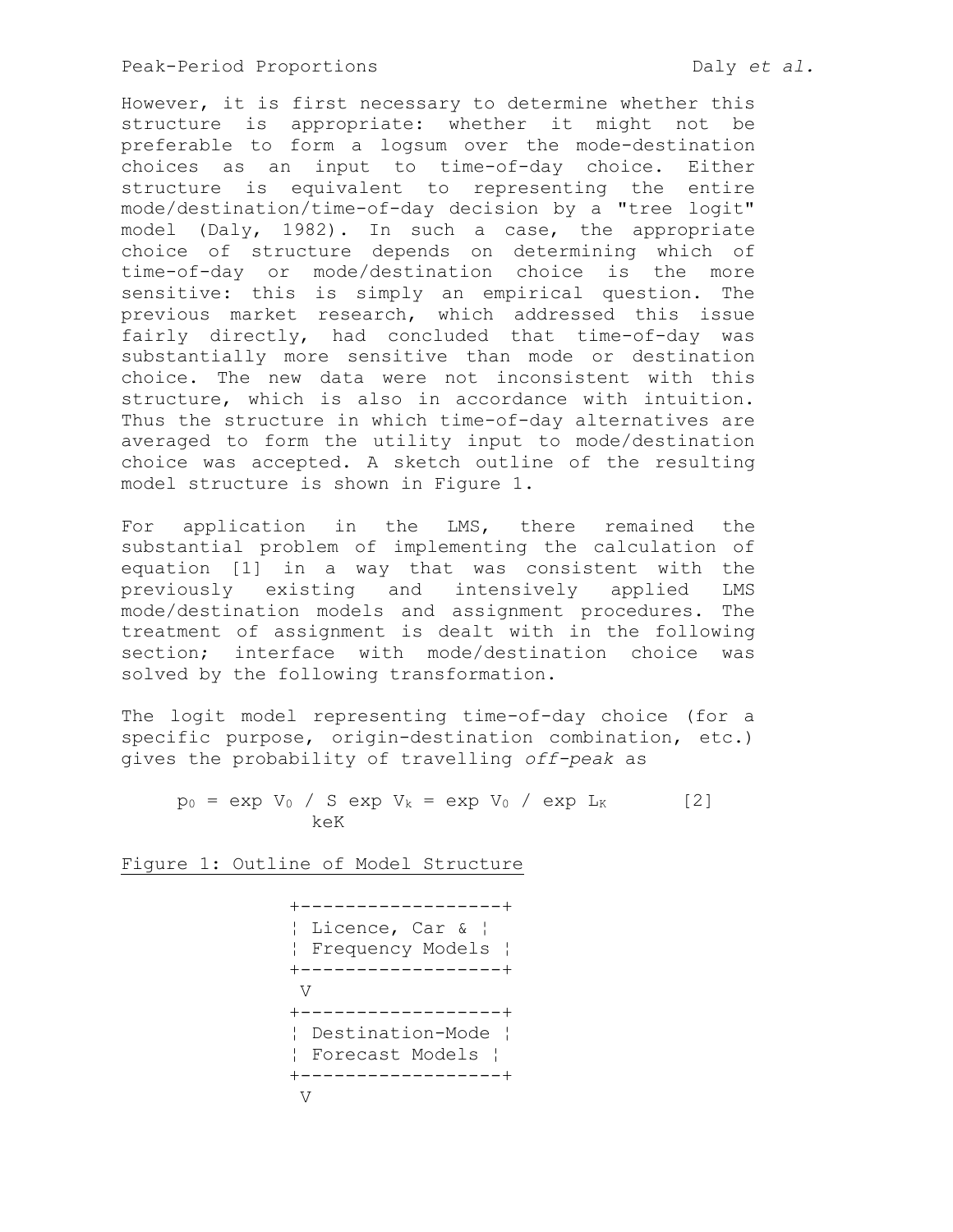However, it is first necessary to determine whether this structure is appropriate: whether it might not be preferable to form a logsum over the mode-destination choices as an input to time-of-day choice. Either structure is equivalent to representing the entire mode/destination/time-of-day decision by a "tree logit" model (Daly, 1982). In such a case, the appropriate choice of structure depends on determining which of time-of-day or mode/destination choice is the more sensitive: this is simply an empirical question. The previous market research, which addressed this issue fairly directly, had concluded that time-of-day was substantially more sensitive than mode or destination choice. The new data were not inconsistent with this structure, which is also in accordance with intuition. Thus the structure in which time-of-day alternatives are averaged to form the utility input to mode/destination choice was accepted. A sketch outline of the resulting model structure is shown in Figure 1.

For application in the LMS, there remained the substantial problem of implementing the calculation of equation [1] in a way that was consistent with the previously existing and intensively applied LMS mode/destination models and assignment procedures. The treatment of assignment is dealt with in the following section; interface with mode/destination choice was solved by the following transformation.

The logit model representing time-of-day choice (for a specific purpose, origin-destination combination, etc.) gives the probability of travelling *off-peak* as

$$p_0 = \exp V_0 \Big/ \sum_{k \in K} \exp V_k = \exp V_0 / \exp L_K \qquad [2]$$

Figure 1: Outline of Model Structure

```
+------------------+
¦ Licence, Car &   ¦
¦ Frequency Models ¦
+------------------+
 V
+------------------+
¦ Destination-Mode ¦
¦ Forecast Models  ¦
+------------------+
 V
```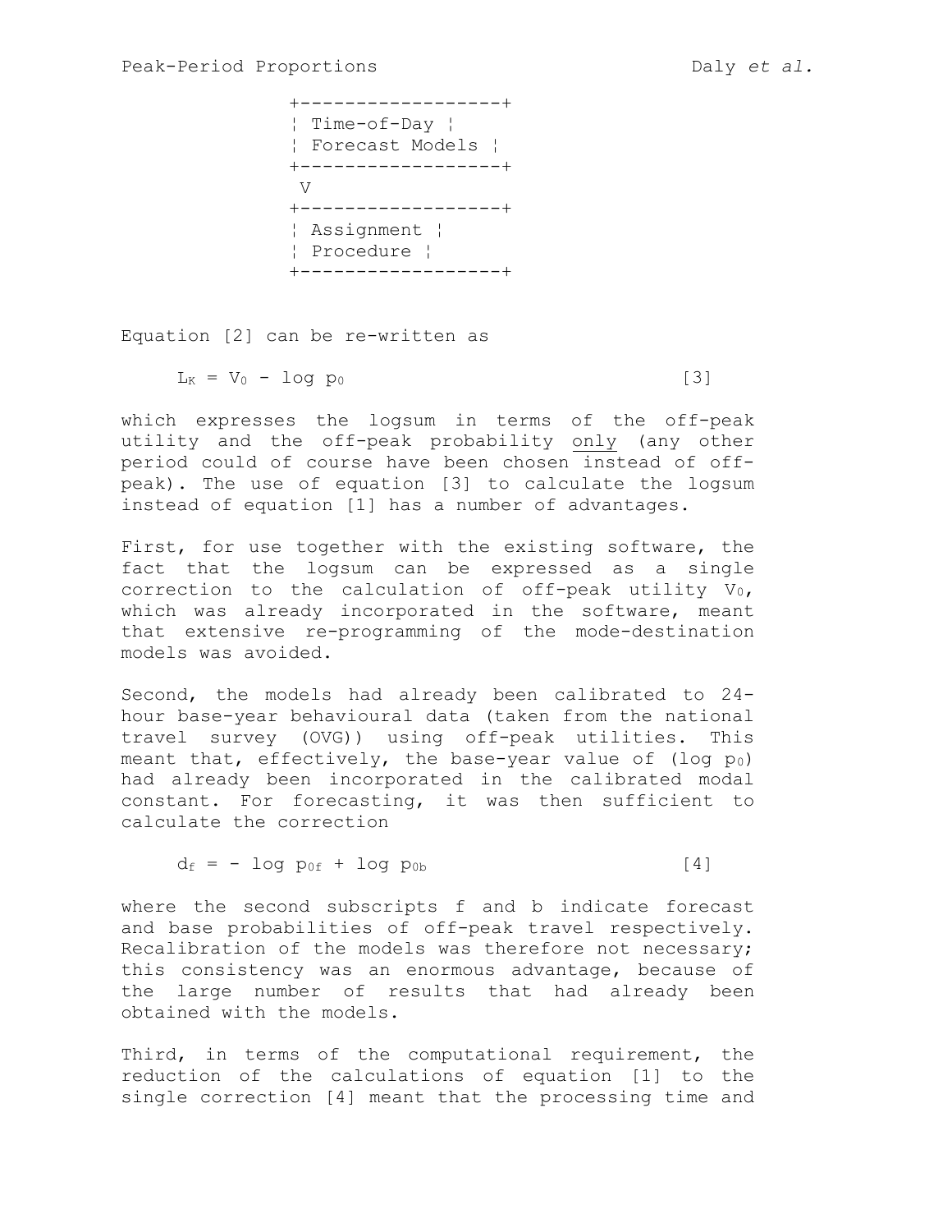```
+------------------+
¦ Time-of-Day ¦
¦ Forecast Models ¦
+------------------+
 V
+------------------+
¦ Assignment ¦
¦ Procedure ¦
+------------------+
```

Equation [2] can be re-written as

$$L_K = V_0 - \log p_0 \qquad [3]$$

which expresses the logsum in terms of the off-peak utility and the off-peak probability <u>only</u> (any other period could of course have been chosen instead of off-peak). The use of equation [3] to calculate the logsum instead of equation [1] has a number of advantages.

First, for use together with the existing software, the fact that the logsum can be expressed as a single correction to the calculation of off-peak utility $V_0$, which was already incorporated in the software, meant that extensive re-programming of the mode-destination models was avoided.

Second, the models had already been calibrated to 24-hour base-year behavioural data (taken from the national travel survey (OVG)) using off-peak utilities. This meant that, effectively, the base-year value of ($\log p_0$) had already been incorporated in the calibrated modal constant. For forecasting, it was then sufficient to calculate the correction

$$d_f = - \log p_{0f} + \log p_{0b} \qquad [4]$$

where the second subscripts f and b indicate forecast and base probabilities of off-peak travel respectively. Recalibration of the models was therefore not necessary; this consistency was an enormous advantage, because of the large number of results that had already been obtained with the models.

Third, in terms of the computational requirement, the reduction of the calculations of equation [1] to the single correction [4] meant that the processing time and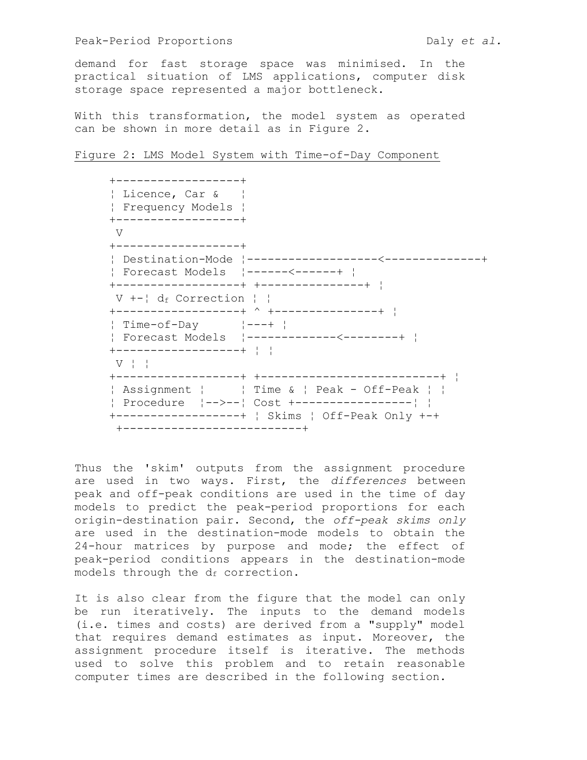demand for fast storage space was minimised. In the practical situation of LMS applications, computer disk storage space represented a major bottleneck.

With this transformation, the model system as operated can be shown in more detail as in Figure 2.

Figure 2: LMS Model System with Time-of-Day Component

```
+------------------+
¦ Licence, Car &   ¦
¦ Frequency Models ¦
+------------------+
 V
+------------------+
¦ Destination-Mode ¦-------------------<--------------+
¦ Forecast Models  ¦------<------+ ¦
+------------------+ +---------------+ ¦
 V +-¦ df Correction ¦ ¦
+------------------+ ^ +---------------+ ¦
¦ Time-of-Day      ¦---+ ¦
¦ Forecast Models  ¦-------------<--------+ ¦
+------------------+ ¦ ¦
 V ¦ ¦
+------------------+ +-------------------------+ ¦
¦ Assignment ¦     ¦ Time & ¦ Peak - Off-Peak ¦ ¦
¦ Procedure  ¦-->--¦ Cost +-----------------¦ ¦
+------------------+ ¦ Skims ¦ Off-Peak Only +-+
 +-------------------------+
```

Thus the 'skim' outputs from the assignment procedure are used in two ways. First, the *differences* between peak and off-peak conditions are used in the time of day models to predict the peak-period proportions for each origin-destination pair. Second, the *off-peak skims only* are used in the destination-mode models to obtain the 24-hour matrices by purpose and mode; the effect of peak-period conditions appears in the destination-mode models through the $d_f$ correction.

It is also clear from the figure that the model can only be run iteratively. The inputs to the demand models (i.e. times and costs) are derived from a "supply" model that requires demand estimates as input. Moreover, the assignment procedure itself is iterative. The methods used to solve this problem and to retain reasonable computer times are described in the following section.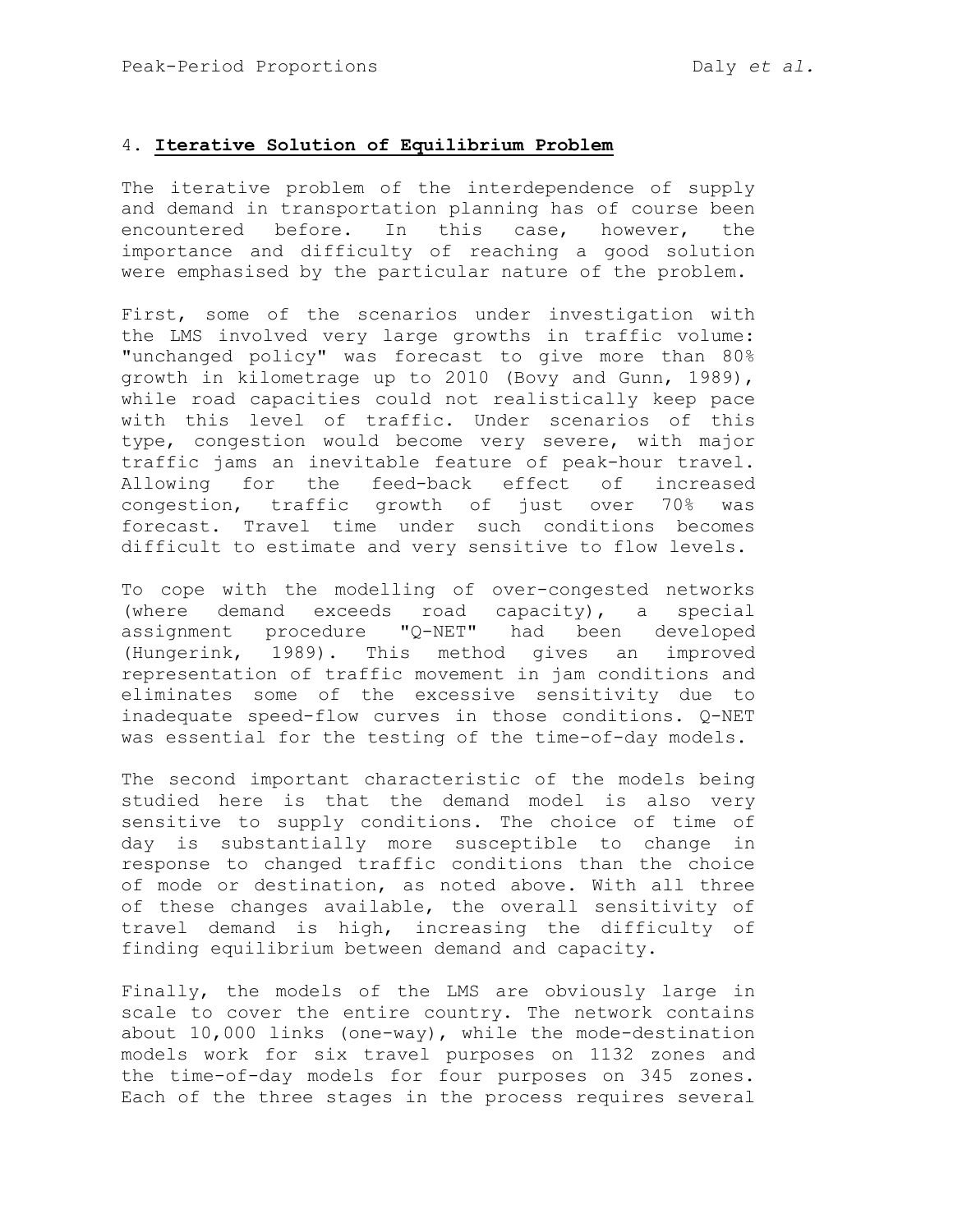## 4. **Iterative Solution of Equilibrium Problem**

The iterative problem of the interdependence of supply and demand in transportation planning has of course been encountered before. In this case, however, the importance and difficulty of reaching a good solution were emphasised by the particular nature of the problem.

First, some of the scenarios under investigation with the LMS involved very large growths in traffic volume: "unchanged policy" was forecast to give more than 80% growth in kilometrage up to 2010 (Bovy and Gunn, 1989), while road capacities could not realistically keep pace with this level of traffic. Under scenarios of this type, congestion would become very severe, with major traffic jams an inevitable feature of peak-hour travel. Allowing for the feed-back effect of increased congestion, traffic growth of just over 70% was forecast. Travel time under such conditions becomes difficult to estimate and very sensitive to flow levels.

To cope with the modelling of over-congested networks (where demand exceeds road capacity), a special assignment procedure "Q-NET" had been developed (Hungerink, 1989). This method gives an improved representation of traffic movement in jam conditions and eliminates some of the excessive sensitivity due to inadequate speed-flow curves in those conditions. Q-NET was essential for the testing of the time-of-day models.

The second important characteristic of the models being studied here is that the demand model is also very sensitive to supply conditions. The choice of time of day is substantially more susceptible to change in response to changed traffic conditions than the choice of mode or destination, as noted above. With all three of these changes available, the overall sensitivity of travel demand is high, increasing the difficulty of finding equilibrium between demand and capacity.

Finally, the models of the LMS are obviously large in scale to cover the entire country. The network contains about 10,000 links (one-way), while the mode-destination models work for six travel purposes on 1132 zones and the time-of-day models for four purposes on 345 zones. Each of the three stages in the process requires several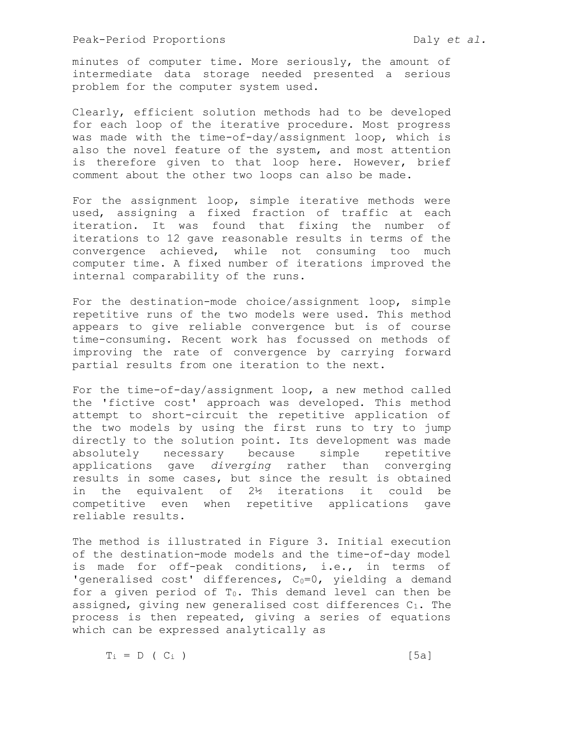minutes of computer time. More seriously, the amount of intermediate data storage needed presented a serious problem for the computer system used.

Clearly, efficient solution methods had to be developed for each loop of the iterative procedure. Most progress was made with the time-of-day/assignment loop, which is also the novel feature of the system, and most attention is therefore given to that loop here. However, brief comment about the other two loops can also be made.

For the assignment loop, simple iterative methods were used, assigning a fixed fraction of traffic at each iteration. It was found that fixing the number of iterations to 12 gave reasonable results in terms of the convergence achieved, while not consuming too much computer time. A fixed number of iterations improved the internal comparability of the runs.

For the destination-mode choice/assignment loop, simple repetitive runs of the two models were used. This method appears to give reliable convergence but is of course time-consuming. Recent work has focussed on methods of improving the rate of convergence by carrying forward partial results from one iteration to the next.

For the time-of-day/assignment loop, a new method called the 'fictive cost' approach was developed. This method attempt to short-circuit the repetitive application of the two models by using the first runs to try to jump directly to the solution point. Its development was made absolutely necessary because simple repetitive applications gave *diverging* rather than converging results in some cases, but since the result is obtained in the equivalent of 2½ iterations it could be competitive even when repetitive applications gave reliable results.

The method is illustrated in Figure 3. Initial execution of the destination-mode models and the time-of-day model is made for off-peak conditions, i.e., in terms of 'generalised cost' differences, $C_0=0$, yielding a demand for a given period of $T_0$. This demand level can then be assigned, giving new generalised cost differences $C_1$. The process is then repeated, giving a series of equations which can be expressed analytically as

$$T_i = D\ (\ C_i\ ) \qquad [5a]$$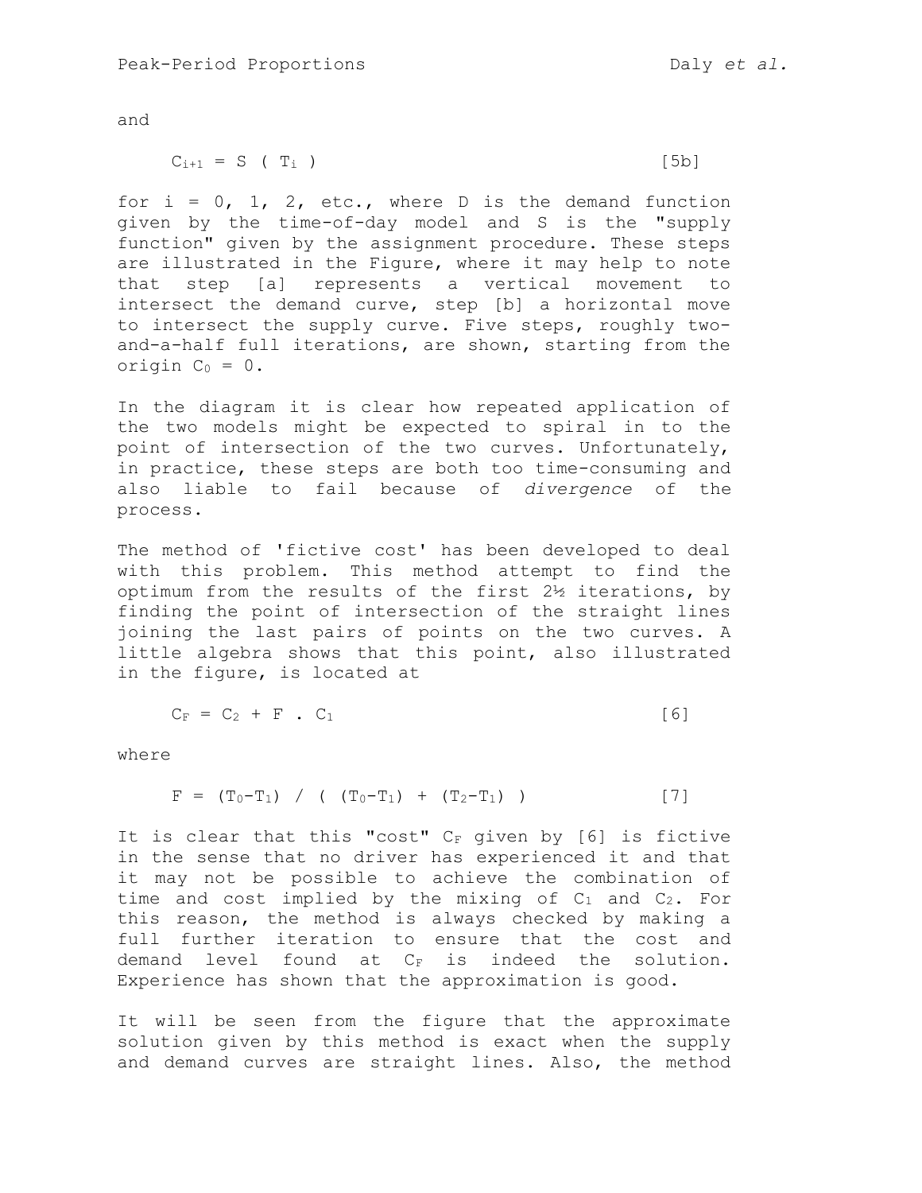and

$$C_{i+1} = S ( T_i ) \quad [5b]$$

for i = 0, 1, 2, etc., where D is the demand function given by the time-of-day model and S is the "supply function" given by the assignment procedure. These steps are illustrated in the Figure, where it may help to note that step [a] represents a vertical movement to intersect the demand curve, step [b] a horizontal move to intersect the supply curve. Five steps, roughly two-and-a-half full iterations, are shown, starting from the origin $C_0 = 0$.

In the diagram it is clear how repeated application of the two models might be expected to spiral in to the point of intersection of the two curves. Unfortunately, in practice, these steps are both too time-consuming and also liable to fail because of *divergence* of the process.

The method of 'fictive cost' has been developed to deal with this problem. This method attempt to find the optimum from the results of the first 2½ iterations, by finding the point of intersection of the straight lines joining the last pairs of points on the two curves. A little algebra shows that this point, also illustrated in the figure, is located at

$$C_F = C_2 + F \cdot C_1 \quad [6]$$

where

$$F = (T_0 - T_1) / ( (T_0 - T_1) + (T_2 - T_1) ) \quad [7]$$

It is clear that this "cost" $C_F$ given by [6] is fictive in the sense that no driver has experienced it and that it may not be possible to achieve the combination of time and cost implied by the mixing of $C_1$ and $C_2$. For this reason, the method is always checked by making a full further iteration to ensure that the cost and demand level found at $C_F$ is indeed the solution. Experience has shown that the approximation is good.

It will be seen from the figure that the approximate solution given by this method is exact when the supply and demand curves are straight lines. Also, the method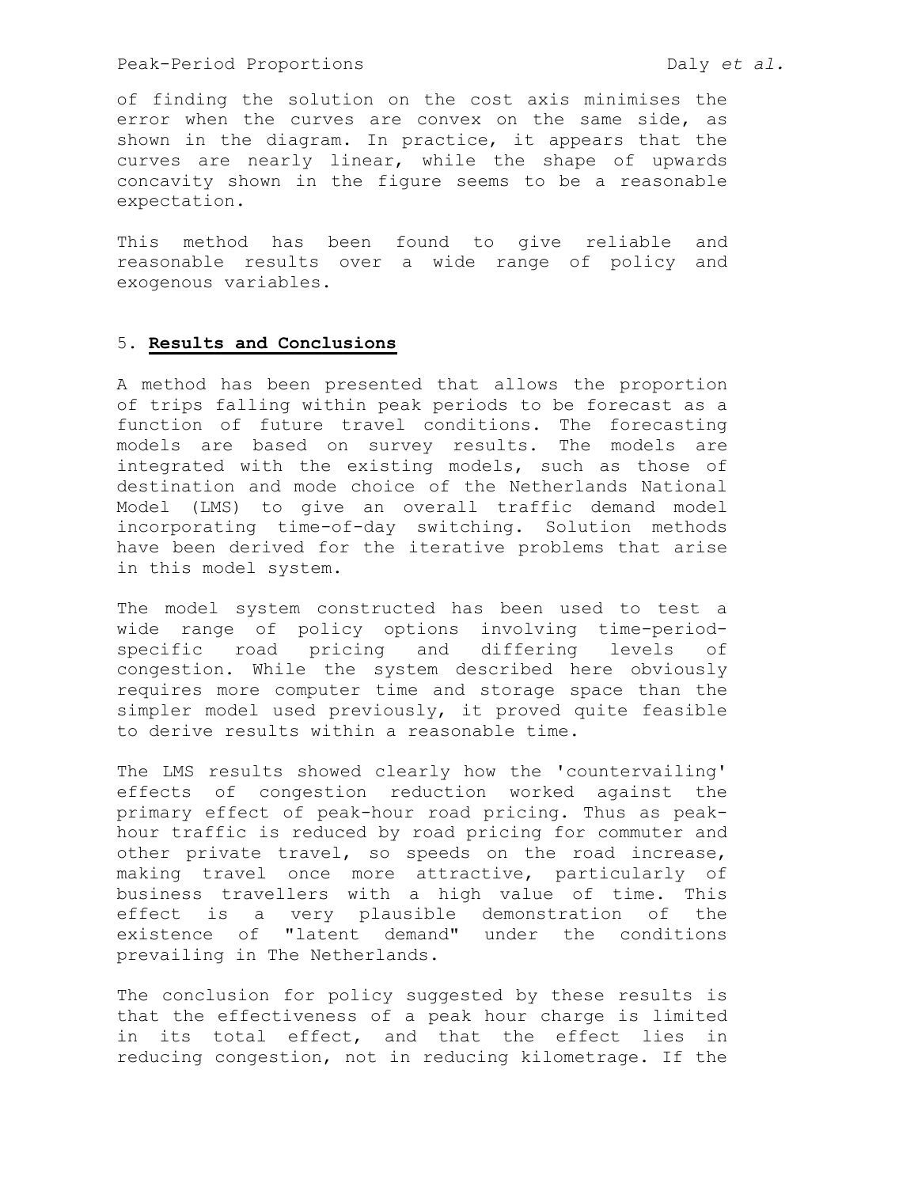of finding the solution on the cost axis minimises the error when the curves are convex on the same side, as shown in the diagram. In practice, it appears that the curves are nearly linear, while the shape of upwards concavity shown in the figure seems to be a reasonable expectation.

This method has been found to give reliable and reasonable results over a wide range of policy and exogenous variables.

## 5. **Results and Conclusions**

A method has been presented that allows the proportion of trips falling within peak periods to be forecast as a function of future travel conditions. The forecasting models are based on survey results. The models are integrated with the existing models, such as those of destination and mode choice of the Netherlands National Model (LMS) to give an overall traffic demand model incorporating time-of-day switching. Solution methods have been derived for the iterative problems that arise in this model system.

The model system constructed has been used to test a wide range of policy options involving time-period-specific road pricing and differing levels of congestion. While the system described here obviously requires more computer time and storage space than the simpler model used previously, it proved quite feasible to derive results within a reasonable time.

The LMS results showed clearly how the 'countervailing' effects of congestion reduction worked against the primary effect of peak-hour road pricing. Thus as peak-hour traffic is reduced by road pricing for commuter and other private travel, so speeds on the road increase, making travel once more attractive, particularly of business travellers with a high value of time. This effect is a very plausible demonstration of the existence of "latent demand" under the conditions prevailing in The Netherlands.

The conclusion for policy suggested by these results is that the effectiveness of a peak hour charge is limited in its total effect, and that the effect lies in reducing congestion, not in reducing kilometrage. If the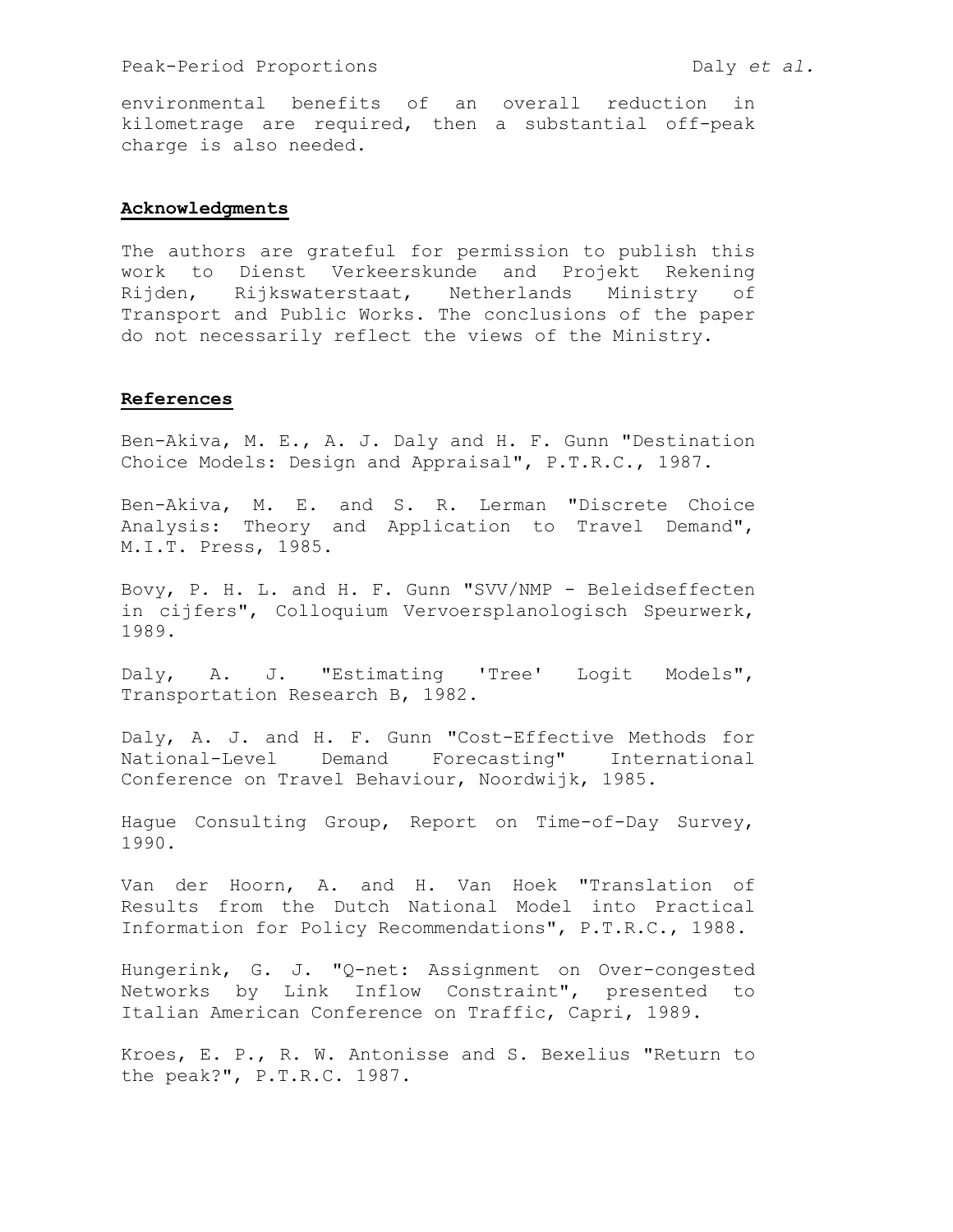environmental benefits of an overall reduction in kilometrage are required, then a substantial off-peak charge is also needed.

## Acknowledgments

The authors are grateful for permission to publish this work to Dienst Verkeerskunde and Projekt Rekening Rijden, Rijkswaterstaat, Netherlands Ministry of Transport and Public Works. The conclusions of the paper do not necessarily reflect the views of the Ministry.

## References

Ben-Akiva, M. E., A. J. Daly and H. F. Gunn "Destination Choice Models: Design and Appraisal", P.T.R.C., 1987.

Ben-Akiva, M. E. and S. R. Lerman "Discrete Choice Analysis: Theory and Application to Travel Demand", M.I.T. Press, 1985.

Bovy, P. H. L. and H. F. Gunn "SVV/NMP - Beleidseffecten in cijfers", Colloquium Vervoersplanologisch Speurwerk, 1989.

Daly, A. J. "Estimating 'Tree' Logit Models", Transportation Research B, 1982.

Daly, A. J. and H. F. Gunn "Cost-Effective Methods for National-Level Demand Forecasting" International Conference on Travel Behaviour, Noordwijk, 1985.

Hague Consulting Group, Report on Time-of-Day Survey, 1990.

Van der Hoorn, A. and H. Van Hoek "Translation of Results from the Dutch National Model into Practical Information for Policy Recommendations", P.T.R.C., 1988.

Hungerink, G. J. "Q-net: Assignment on Over-congested Networks by Link Inflow Constraint", presented to Italian American Conference on Traffic, Capri, 1989.

Kroes, E. P., R. W. Antonisse and S. Bexelius "Return to the peak?", P.T.R.C. 1987.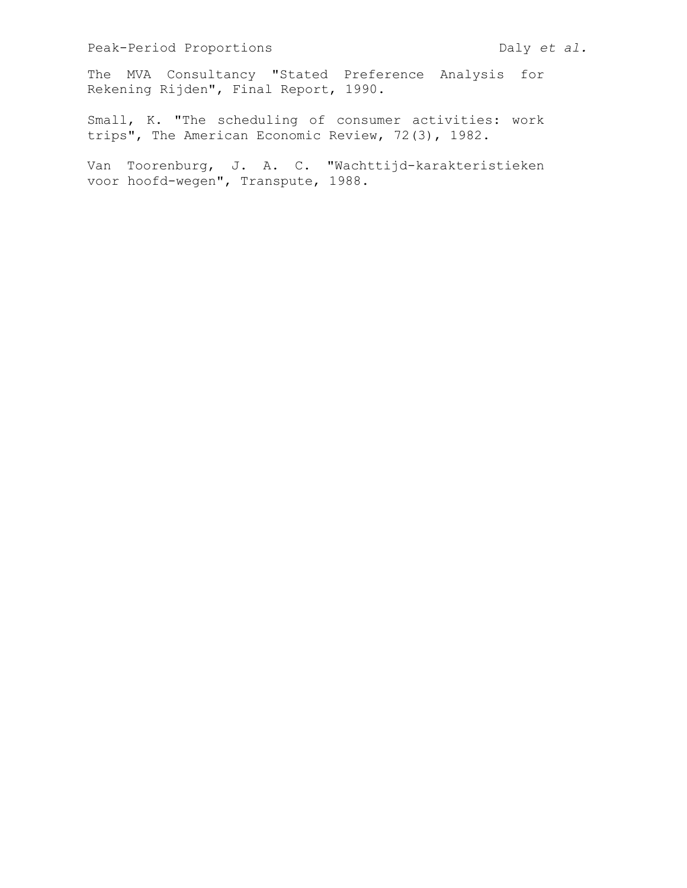The MVA Consultancy "Stated Preference Analysis for Rekening Rijden", Final Report, 1990.

Small, K. "The scheduling of consumer activities: work trips", The American Economic Review, 72(3), 1982.

Van Toorenburg, J. A. C. "Wachttijd-karakteristieken voor hoofd-wegen", Transpute, 1988.